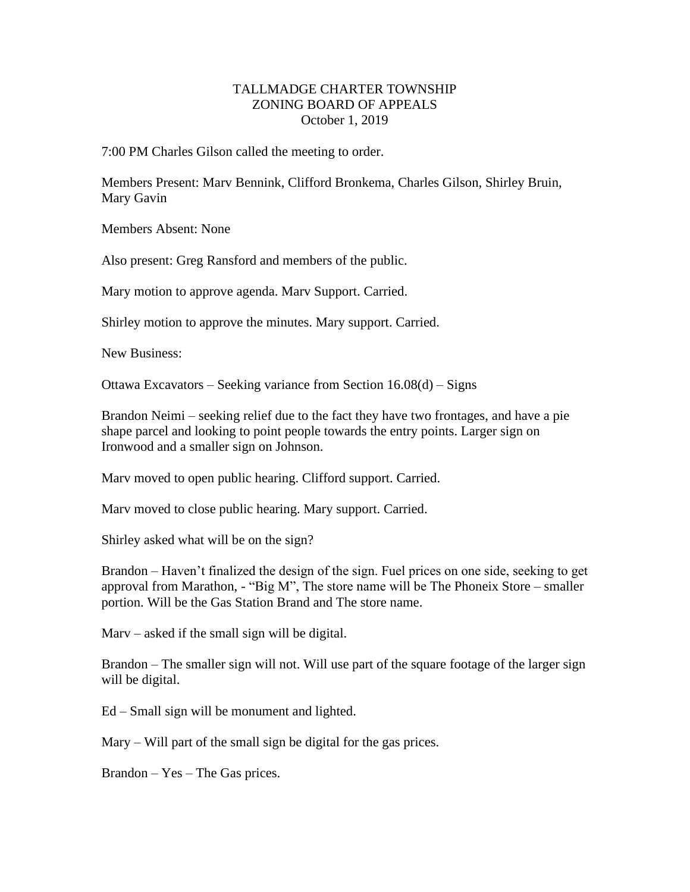# TALLMADGE CHARTER TOWNSHIP
## ZONING BOARD OF APPEALS
### October 1, 2019

7:00 PM Charles Gilson called the meeting to order.

Members Present: Marv Bennink, Clifford Bronkema, Charles Gilson, Shirley Bruin, Mary Gavin

Members Absent: None

Also present: Greg Ransford and members of the public.

Mary motion to approve agenda. Marv Support. Carried.

Shirley motion to approve the minutes. Mary support. Carried.

New Business:

Ottawa Excavators – Seeking variance from Section 16.08(d) – Signs

Brandon Neimi – seeking relief due to the fact they have two frontages, and have a pie shape parcel and looking to point people towards the entry points. Larger sign on Ironwood and a smaller sign on Johnson.

Marv moved to open public hearing. Clifford support. Carried.

Marv moved to close public hearing. Mary support. Carried.

Shirley asked what will be on the sign?

Brandon – Haven't finalized the design of the sign. Fuel prices on one side, seeking to get approval from Marathon, - "Big M", The store name will be The Phoneix Store – smaller portion. Will be the Gas Station Brand and The store name.

Marv – asked if the small sign will be digital.

Brandon – The smaller sign will not. Will use part of the square footage of the larger sign will be digital.

Ed – Small sign will be monument and lighted.

Mary – Will part of the small sign be digital for the gas prices.

Brandon – Yes – The Gas prices.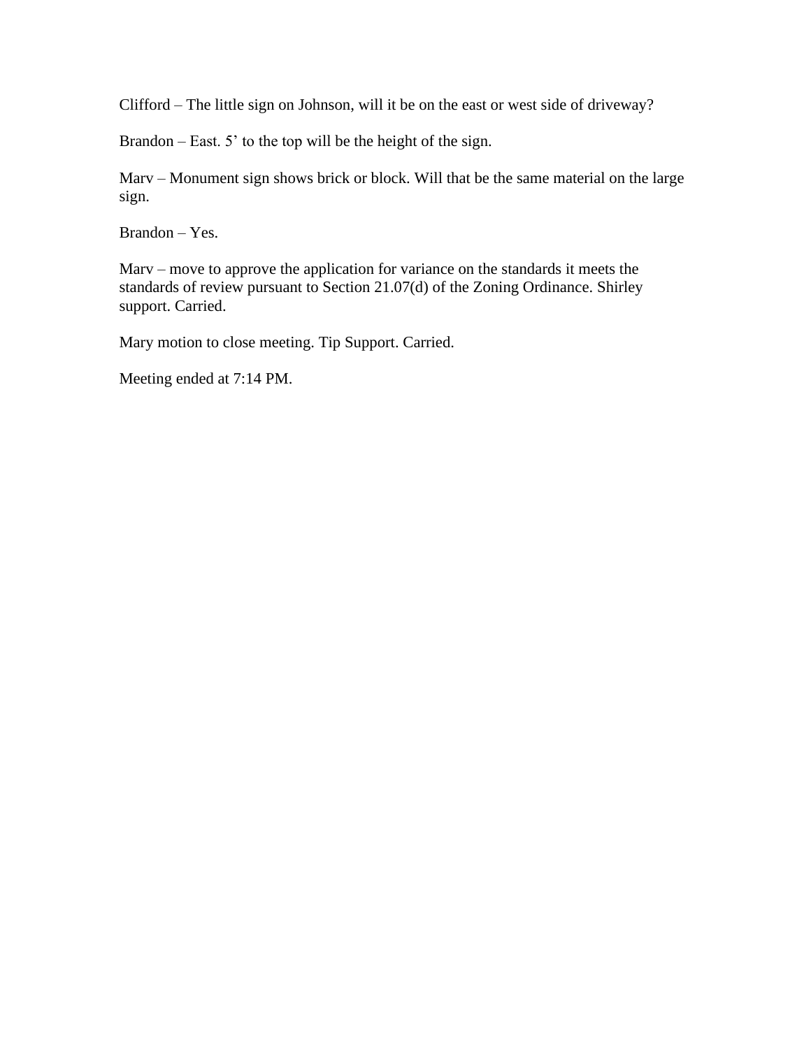Clifford – The little sign on Johnson, will it be on the east or west side of driveway?

Brandon – East. 5’ to the top will be the height of the sign.

Marv – Monument sign shows brick or block. Will that be the same material on the large sign.

Brandon – Yes.

Marv – move to approve the application for variance on the standards it meets the standards of review pursuant to Section 21.07(d) of the Zoning Ordinance. Shirley support. Carried.

Mary motion to close meeting. Tip Support. Carried.

Meeting ended at 7:14 PM.